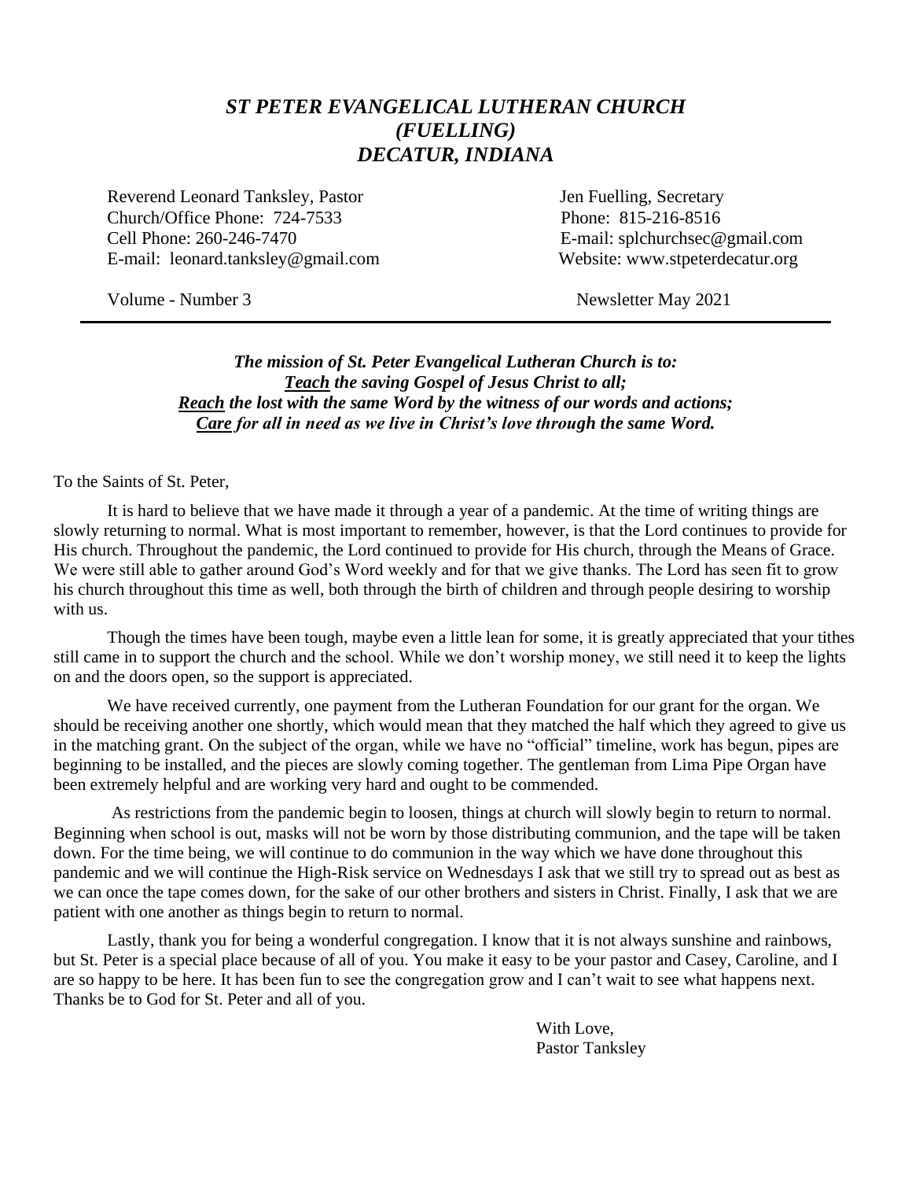# *ST PETER EVANGELICAL LUTHERAN CHURCH (FUELLING) DECATUR, INDIANA*

Reverend Leonard Tanksley, Pastor
Church/Office Phone: 724-7533
Cell Phone: 260-246-7470
E-mail: leonard.tanksley@gmail.com

Jen Fuelling, Secretary
Phone: 815-216-8516
E-mail: splchurchsec@gmail.com
Website: www.stpeterdecatur.org

Volume - Number 3

Newsletter May 2021

---

***The mission of St. Peter Evangelical Lutheran Church is to:***
***<u>Teach</u> the saving Gospel of Jesus Christ to all;***
***<u>Reach</u> the lost with the same Word by the witness of our words and actions;***
***<u>Care</u> for all in need as we live in Christ's love through the same Word.***

To the Saints of St. Peter,

It is hard to believe that we have made it through a year of a pandemic. At the time of writing things are slowly returning to normal. What is most important to remember, however, is that the Lord continues to provide for His church. Throughout the pandemic, the Lord continued to provide for His church, through the Means of Grace. We were still able to gather around God's Word weekly and for that we give thanks. The Lord has seen fit to grow his church throughout this time as well, both through the birth of children and through people desiring to worship with us.

Though the times have been tough, maybe even a little lean for some, it is greatly appreciated that your tithes still came in to support the church and the school. While we don't worship money, we still need it to keep the lights on and the doors open, so the support is appreciated.

We have received currently, one payment from the Lutheran Foundation for our grant for the organ. We should be receiving another one shortly, which would mean that they matched the half which they agreed to give us in the matching grant. On the subject of the organ, while we have no "official" timeline, work has begun, pipes are beginning to be installed, and the pieces are slowly coming together. The gentleman from Lima Pipe Organ have been extremely helpful and are working very hard and ought to be commended.

As restrictions from the pandemic begin to loosen, things at church will slowly begin to return to normal. Beginning when school is out, masks will not be worn by those distributing communion, and the tape will be taken down. For the time being, we will continue to do communion in the way which we have done throughout this pandemic and we will continue the High-Risk service on Wednesdays I ask that we still try to spread out as best as we can once the tape comes down, for the sake of our other brothers and sisters in Christ. Finally, I ask that we are patient with one another as things begin to return to normal.

Lastly, thank you for being a wonderful congregation. I know that it is not always sunshine and rainbows, but St. Peter is a special place because of all of you. You make it easy to be your pastor and Casey, Caroline, and I are so happy to be here. It has been fun to see the congregation grow and I can't wait to see what happens next. Thanks be to God for St. Peter and all of you.

With Love,
Pastor Tanksley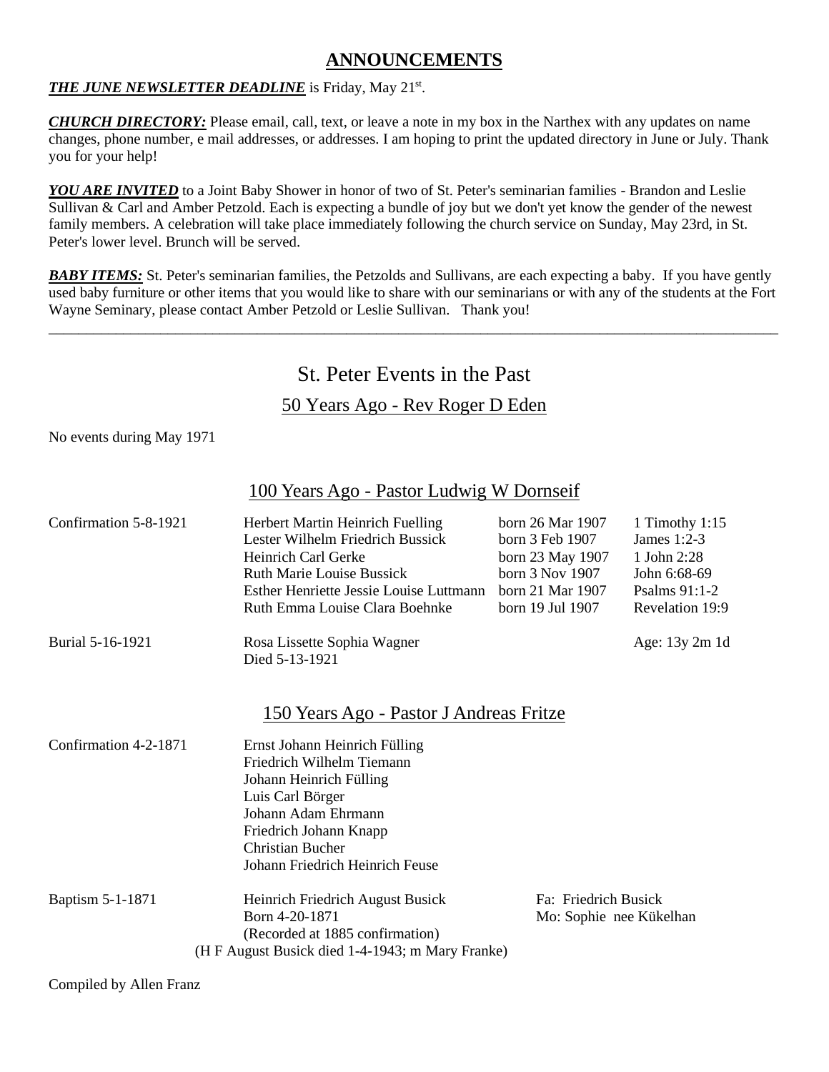## ANNOUNCEMENTS

***THE JUNE NEWSLETTER DEADLINE*** is Friday, May 21st.

***CHURCH DIRECTORY:*** Please email, call, text, or leave a note in my box in the Narthex with any updates on name changes, phone number, e mail addresses, or addresses. I am hoping to print the updated directory in June or July. Thank you for your help!

***YOU ARE INVITED*** to a Joint Baby Shower in honor of two of St. Peter's seminarian families - Brandon and Leslie Sullivan & Carl and Amber Petzold. Each is expecting a bundle of joy but we don't yet know the gender of the newest family members. A celebration will take place immediately following the church service on Sunday, May 23rd, in St. Peter's lower level. Brunch will be served.

***BABY ITEMS:*** St. Peter's seminarian families, the Petzolds and Sullivans, are each expecting a baby. If you have gently used baby furniture or other items that you would like to share with our seminarians or with any of the students at the Fort Wayne Seminary, please contact Amber Petzold or Leslie Sullivan. Thank you!

---

# St. Peter Events in the Past

## 50 Years Ago - Rev Roger D Eden

No events during May 1971

## 100 Years Ago - Pastor Ludwig W Dornseif

| | | | |
|---|---|---|---|
| Confirmation 5-8-1921 | Herbert Martin Heinrich Fuelling | born 26 Mar 1907 | 1 Timothy 1:15 |
| | Lester Wilhelm Friedrich Bussick | born 3 Feb 1907 | James 1:2-3 |
| | Heinrich Carl Gerke | born 23 May 1907 | 1 John 2:28 |
| | Ruth Marie Louise Bussick | born 3 Nov 1907 | John 6:68-69 |
| | Esther Henriette Jessie Louise Luttmann | born 21 Mar 1907 | Psalms 91:1-2 |
| | Ruth Emma Louise Clara Boehnke | born 19 Jul 1907 | Revelation 19:9 |
| Burial 5-16-1921 | Rosa Lissette Sophia Wagner<br>Died 5-13-1921 | | Age: 13y 2m 1d |

## 150 Years Ago - Pastor J Andreas Fritze

Confirmation 4-2-1871

- Ernst Johann Heinrich Fülling
- Friedrich Wilhelm Tiemann
- Johann Heinrich Fülling
- Luis Carl Börger
- Johann Adam Ehrmann
- Friedrich Johann Knapp
- Christian Bucher
- Johann Friedrich Heinrich Feuse

Baptism 5-1-1871

Heinrich Friedrich August Busick — Fa: Friedrich Busick
Born 4-20-1871 — Mo: Sophie nee Kükelhan
(Recorded at 1885 confirmation)
(H F August Busick died 1-4-1943; m Mary Franke)

Compiled by Allen Franz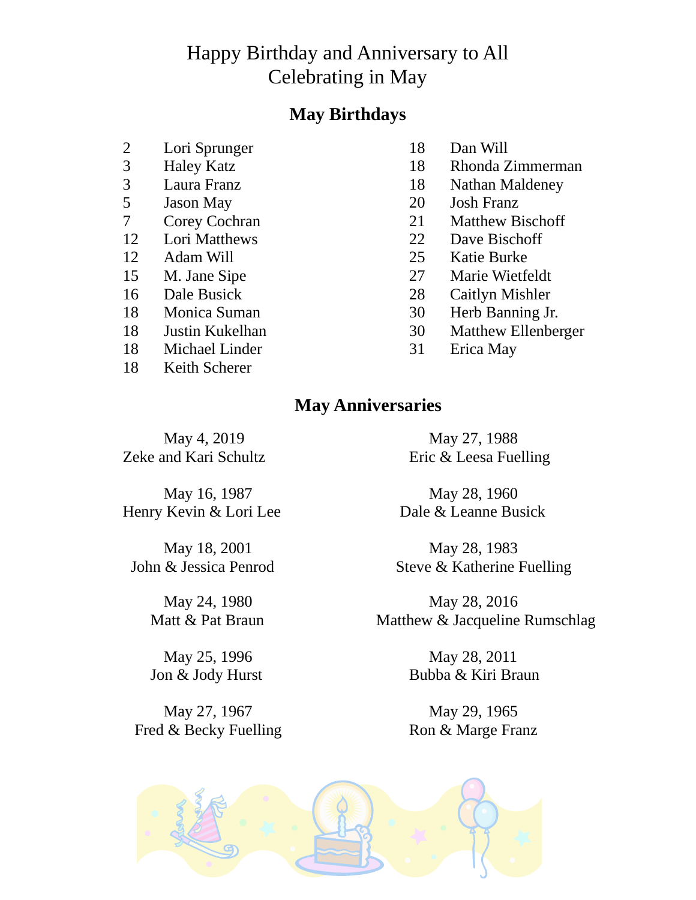# Happy Birthday and Anniversary to All Celebrating in May

## May Birthdays

| | |
|---|---|
| 2 | Lori Sprunger |
| 3 | Haley Katz |
| 3 | Laura Franz |
| 5 | Jason May |
| 7 | Corey Cochran |
| 12 | Lori Matthews |
| 12 | Adam Will |
| 15 | M. Jane Sipe |
| 16 | Dale Busick |
| 18 | Monica Suman |
| 18 | Justin Kukelhan |
| 18 | Michael Linder |
| 18 | Keith Scherer |
| 18 | Dan Will |
| 18 | Rhonda Zimmerman |
| 18 | Nathan Maldeney |
| 20 | Josh Franz |
| 21 | Matthew Bischoff |
| 22 | Dave Bischoff |
| 25 | Katie Burke |
| 27 | Marie Wietfeldt |
| 28 | Caitlyn Mishler |
| 30 | Herb Banning Jr. |
| 30 | Matthew Ellenberger |
| 31 | Erica May |

## May Anniversaries

May 4, 2019
Zeke and Kari Schultz

May 16, 1987
Henry Kevin & Lori Lee

May 18, 2001
John & Jessica Penrod

May 24, 1980
Matt & Pat Braun

May 25, 1996
Jon & Jody Hurst

May 27, 1967
Fred & Becky Fuelling

May 27, 1988
Eric & Leesa Fuelling

May 28, 1960
Dale & Leanne Busick

May 28, 1983
Steve & Katherine Fuelling

May 28, 2016
Matthew & Jacqueline Rumschlag

May 28, 2011
Bubba & Kiri Braun

May 29, 1965
Ron & Marge Franz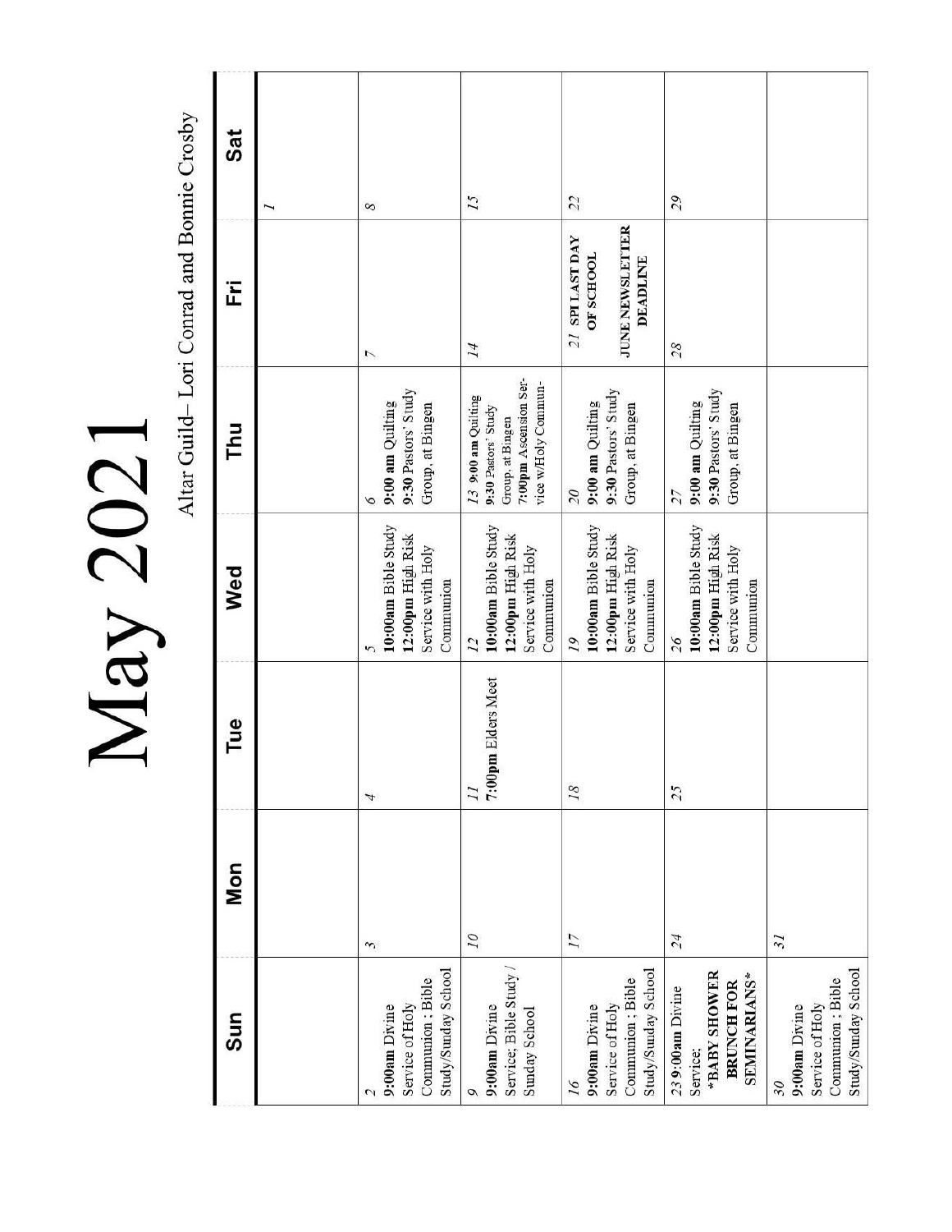# May 2021

Altar Guild– Lori Conrad and Bonnie Crosby

| Sun | Mon | Tue | Wed | Thu | Fri | Sat |
|---|---|---|---|---|---|---|
| | | | | | | 1 |
| 2 **9:00am** Divine Service of Holy Communion ; Bible Study/Sunday School | 3 | 4 | 5 **10:00am** Bible Study **12:00pm** High Risk Service with Holy Communion | 6 **9:00 am** Quilting **9:30** Pastors' Study Group, at Bingen | 7 | 8 |
| 9 **9:00am** Divine Service; Bible Study / Sunday School | 10 | 11 **7:00pm** Elders Meet | 12 **10:00am** Bible Study **12:00pm** High Risk Service with Holy Communion | 13 **9:00 am** Quilting **9:30** Pastors' Study Group, at Bingen **7:00pm** Ascension Service w/Holy Communion | 14 | 15 |
| 16 **9:00am** Divine Service of Holy Communion ; Bible Study/Sunday School | 17 | 18 | 19 **10:00am** Bible Study **12:00pm** High Risk Service with Holy Communion | 20 **9:00 am** Quilting **9:30** Pastors' Study Group, at Bingen | 21 **SPI LAST DAY OF SCHOOL** **JUNE NEWSLETTER DEADLINE** | 22 |
| 23 **9:00am** Divine Service; **\*BABY SHOWER BRUNCH FOR SEMINARIANS\*** | 24 | 25 | 26 **10:00am** Bible Study **12:00pm** High Risk Service with Holy Communion | 27 **9:00 am** Quilting **9:30** Pastors' Study Group, at Bingen | 28 | 29 |
| 30 **9:00am** Divine Service of Holy Communion ; Bible Study/Sunday School | 31 | | | | | |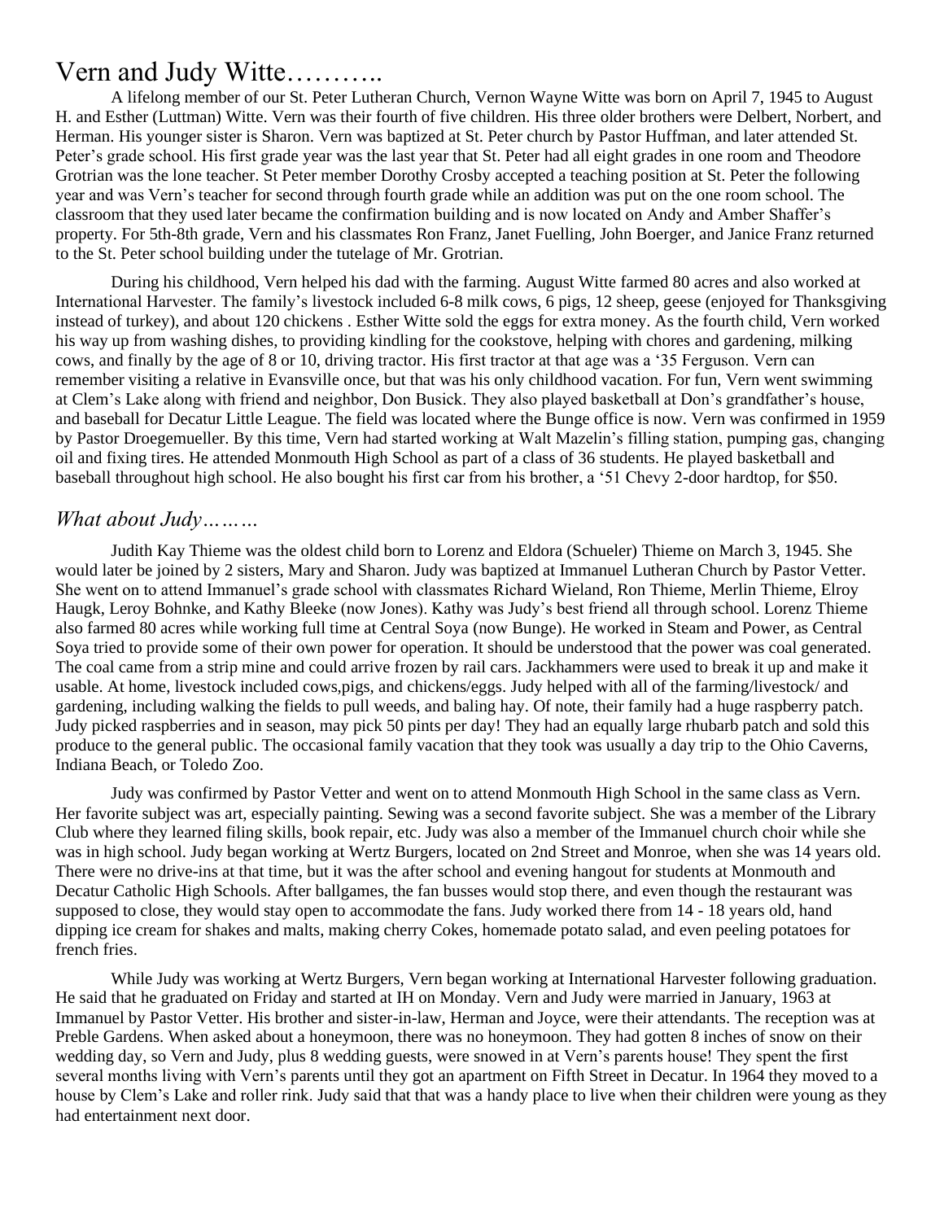# Vern and Judy Witte………..

A lifelong member of our St. Peter Lutheran Church, Vernon Wayne Witte was born on April 7, 1945 to August H. and Esther (Luttman) Witte. Vern was their fourth of five children. His three older brothers were Delbert, Norbert, and Herman. His younger sister is Sharon. Vern was baptized at St. Peter church by Pastor Huffman, and later attended St. Peter's grade school. His first grade year was the last year that St. Peter had all eight grades in one room and Theodore Grotrian was the lone teacher. St Peter member Dorothy Crosby accepted a teaching position at St. Peter the following year and was Vern's teacher for second through fourth grade while an addition was put on the one room school. The classroom that they used later became the confirmation building and is now located on Andy and Amber Shaffer's property. For 5th-8th grade, Vern and his classmates Ron Franz, Janet Fuelling, John Boerger, and Janice Franz returned to the St. Peter school building under the tutelage of Mr. Grotrian.

During his childhood, Vern helped his dad with the farming. August Witte farmed 80 acres and also worked at International Harvester. The family's livestock included 6-8 milk cows, 6 pigs, 12 sheep, geese (enjoyed for Thanksgiving instead of turkey), and about 120 chickens . Esther Witte sold the eggs for extra money. As the fourth child, Vern worked his way up from washing dishes, to providing kindling for the cookstove, helping with chores and gardening, milking cows, and finally by the age of 8 or 10, driving tractor. His first tractor at that age was a '35 Ferguson. Vern can remember visiting a relative in Evansville once, but that was his only childhood vacation. For fun, Vern went swimming at Clem's Lake along with friend and neighbor, Don Busick. They also played basketball at Don's grandfather's house, and baseball for Decatur Little League. The field was located where the Bunge office is now. Vern was confirmed in 1959 by Pastor Droegemueller. By this time, Vern had started working at Walt Mazelin's filling station, pumping gas, changing oil and fixing tires. He attended Monmouth High School as part of a class of 36 students. He played basketball and baseball throughout high school. He also bought his first car from his brother, a '51 Chevy 2-door hardtop, for $50.

## *What about Judy………*

Judith Kay Thieme was the oldest child born to Lorenz and Eldora (Schueler) Thieme on March 3, 1945. She would later be joined by 2 sisters, Mary and Sharon. Judy was baptized at Immanuel Lutheran Church by Pastor Vetter. She went on to attend Immanuel's grade school with classmates Richard Wieland, Ron Thieme, Merlin Thieme, Elroy Haugk, Leroy Bohnke, and Kathy Bleeke (now Jones). Kathy was Judy's best friend all through school. Lorenz Thieme also farmed 80 acres while working full time at Central Soya (now Bunge). He worked in Steam and Power, as Central Soya tried to provide some of their own power for operation. It should be understood that the power was coal generated. The coal came from a strip mine and could arrive frozen by rail cars. Jackhammers were used to break it up and make it usable. At home, livestock included cows,pigs, and chickens/eggs. Judy helped with all of the farming/livestock/ and gardening, including walking the fields to pull weeds, and baling hay. Of note, their family had a huge raspberry patch. Judy picked raspberries and in season, may pick 50 pints per day! They had an equally large rhubarb patch and sold this produce to the general public. The occasional family vacation that they took was usually a day trip to the Ohio Caverns, Indiana Beach, or Toledo Zoo.

Judy was confirmed by Pastor Vetter and went on to attend Monmouth High School in the same class as Vern. Her favorite subject was art, especially painting. Sewing was a second favorite subject. She was a member of the Library Club where they learned filing skills, book repair, etc. Judy was also a member of the Immanuel church choir while she was in high school. Judy began working at Wertz Burgers, located on 2nd Street and Monroe, when she was 14 years old. There were no drive-ins at that time, but it was the after school and evening hangout for students at Monmouth and Decatur Catholic High Schools. After ballgames, the fan busses would stop there, and even though the restaurant was supposed to close, they would stay open to accommodate the fans. Judy worked there from 14 - 18 years old, hand dipping ice cream for shakes and malts, making cherry Cokes, homemade potato salad, and even peeling potatoes for french fries.

While Judy was working at Wertz Burgers, Vern began working at International Harvester following graduation. He said that he graduated on Friday and started at IH on Monday. Vern and Judy were married in January, 1963 at Immanuel by Pastor Vetter. His brother and sister-in-law, Herman and Joyce, were their attendants. The reception was at Preble Gardens. When asked about a honeymoon, there was no honeymoon. They had gotten 8 inches of snow on their wedding day, so Vern and Judy, plus 8 wedding guests, were snowed in at Vern's parents house! They spent the first several months living with Vern's parents until they got an apartment on Fifth Street in Decatur. In 1964 they moved to a house by Clem's Lake and roller rink. Judy said that that was a handy place to live when their children were young as they had entertainment next door.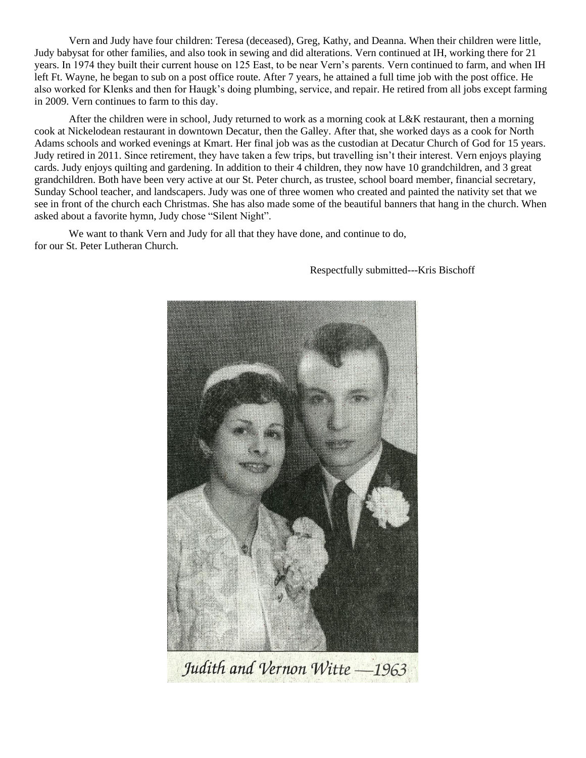Vern and Judy have four children: Teresa (deceased), Greg, Kathy, and Deanna. When their children were little, Judy babysat for other families, and also took in sewing and did alterations. Vern continued at IH, working there for 21 years. In 1974 they built their current house on 125 East, to be near Vern's parents. Vern continued to farm, and when IH left Ft. Wayne, he began to sub on a post office route. After 7 years, he attained a full time job with the post office. He also worked for Klenks and then for Haugk's doing plumbing, service, and repair. He retired from all jobs except farming in 2009. Vern continues to farm to this day.

After the children were in school, Judy returned to work as a morning cook at L&K restaurant, then a morning cook at Nickelodean restaurant in downtown Decatur, then the Galley. After that, she worked days as a cook for North Adams schools and worked evenings at Kmart. Her final job was as the custodian at Decatur Church of God for 15 years. Judy retired in 2011. Since retirement, they have taken a few trips, but travelling isn't their interest. Vern enjoys playing cards. Judy enjoys quilting and gardening. In addition to their 4 children, they now have 10 grandchildren, and 3 great grandchildren. Both have been very active at our St. Peter church, as trustee, school board member, financial secretary, Sunday School teacher, and landscapers. Judy was one of three women who created and painted the nativity set that we see in front of the church each Christmas. She has also made some of the beautiful banners that hang in the church. When asked about a favorite hymn, Judy chose "Silent Night".

We want to thank Vern and Judy for all that they have done, and continue to do, for our St. Peter Lutheran Church.

Respectfully submitted---Kris Bischoff

*Judith and Vernon Witte —1963*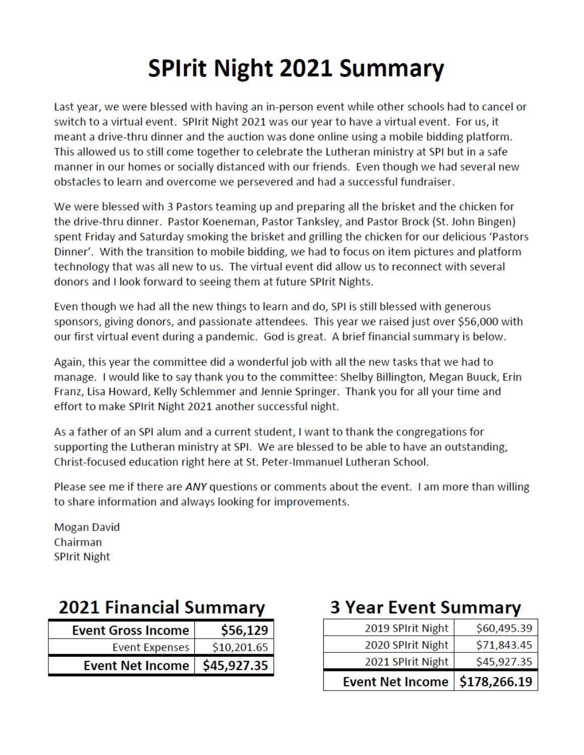# SPIrit Night 2021 Summary

Last year, we were blessed with having an in-person event while other schools had to cancel or switch to a virtual event. SPIrit Night 2021 was our year to have a virtual event. For us, it meant a drive-thru dinner and the auction was done online using a mobile bidding platform. This allowed us to still come together to celebrate the Lutheran ministry at SPI but in a safe manner in our homes or socially distanced with our friends. Even though we had several new obstacles to learn and overcome we persevered and had a successful fundraiser.

We were blessed with 3 Pastors teaming up and preparing all the brisket and the chicken for the drive-thru dinner. Pastor Koeneman, Pastor Tanksley, and Pastor Brock (St. John Bingen) spent Friday and Saturday smoking the brisket and grilling the chicken for our delicious 'Pastors Dinner'. With the transition to mobile bidding, we had to focus on item pictures and platform technology that was all new to us. The virtual event did allow us to reconnect with several donors and I look forward to seeing them at future SPIrit Nights.

Even though we had all the new things to learn and do, SPI is still blessed with generous sponsors, giving donors, and passionate attendees. This year we raised just over $56,000 with our first virtual event during a pandemic. God is great. A brief financial summary is below.

Again, this year the committee did a wonderful job with all the new tasks that we had to manage. I would like to say thank you to the committee: Shelby Billington, Megan Buuck, Erin Franz, Lisa Howard, Kelly Schlemmer and Jennie Springer. Thank you for all your time and effort to make SPIrit Night 2021 another successful night.

As a father of an SPI alum and a current student, I want to thank the congregations for supporting the Lutheran ministry at SPI. We are blessed to be able to have an outstanding, Christ-focused education right here at St. Peter-Immanuel Lutheran School.

Please see me if there are *ANY* questions or comments about the event. I am more than willing to share information and always looking for improvements.

Mogan David
Chairman
SPIrit Night

## 2021 Financial Summary

| | |
|---|---|
| **Event Gross Income** | **$56,129** |
| Event Expenses | $10,201.65 |
| **Event Net Income** | **$45,927.35** |

## 3 Year Event Summary

| | |
|---|---|
| 2019 SPIrit Night | $60,495.39 |
| 2020 SPIrit Night | $71,843.45 |
| 2021 SPIrit Night | $45,927.35 |
| **Event Net Income** | **$178,266.19** |